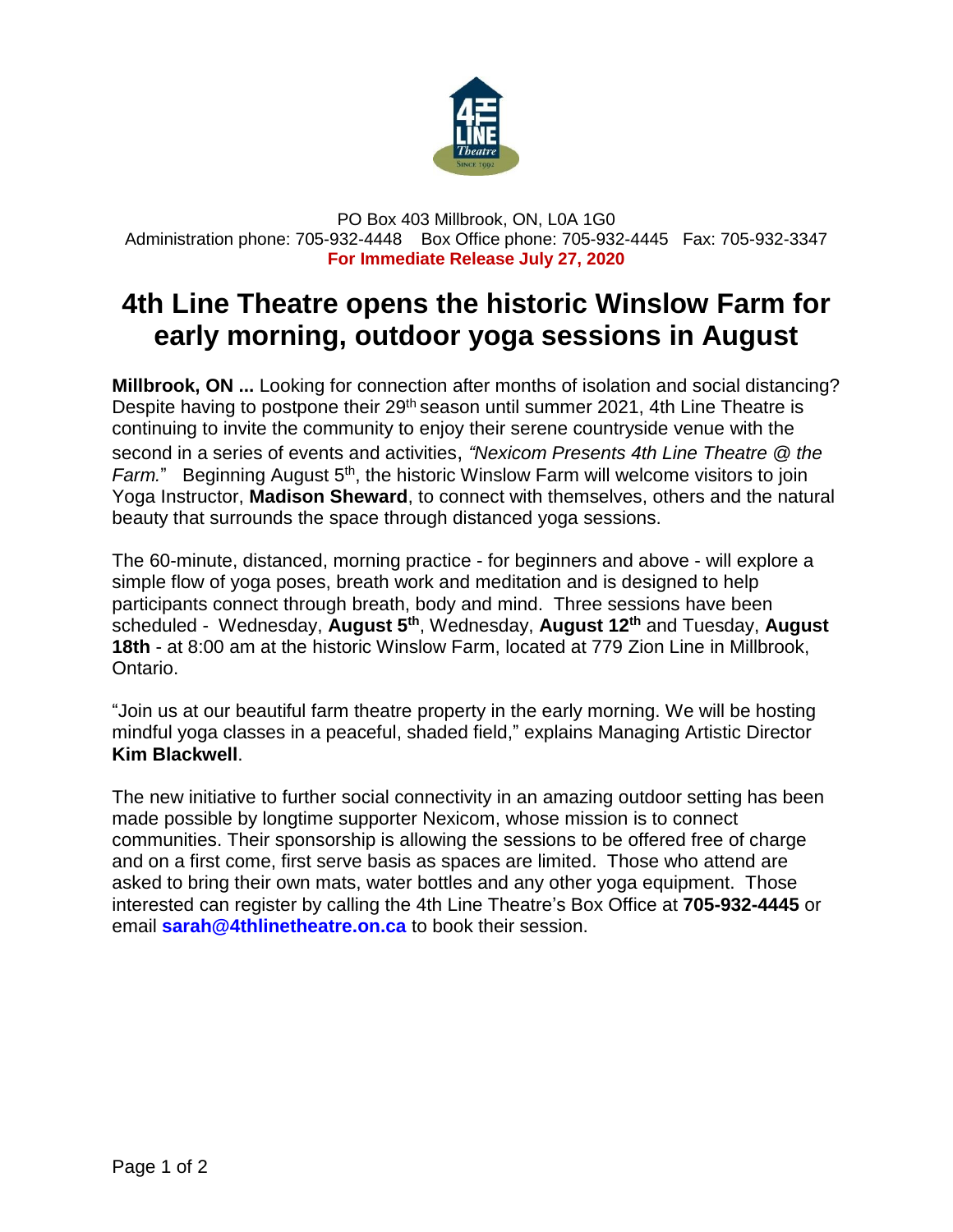PO Box 403 Millbrook, ON, L0A 1G0
Administration phone: 705-932-4448 Box Office phone: 705-932-4445 Fax: 705-932-3347
**For Immediate Release July 27, 2020**

# 4th Line Theatre opens the historic Winslow Farm for early morning, outdoor yoga sessions in August

**Millbrook, ON ...** Looking for connection after months of isolation and social distancing? Despite having to postpone their 29th season until summer 2021, 4th Line Theatre is continuing to invite the community to enjoy their serene countryside venue with the second in a series of events and activities, *"Nexicom Presents 4th Line Theatre @ the Farm.*" Beginning August 5th, the historic Winslow Farm will welcome visitors to join Yoga Instructor, **Madison Sheward**, to connect with themselves, others and the natural beauty that surrounds the space through distanced yoga sessions.

The 60-minute, distanced, morning practice - for beginners and above - will explore a simple flow of yoga poses, breath work and meditation and is designed to help participants connect through breath, body and mind. Three sessions have been scheduled - Wednesday, **August 5th**, Wednesday, **August 12th** and Tuesday, **August 18th** - at 8:00 am at the historic Winslow Farm, located at 779 Zion Line in Millbrook, Ontario.

"Join us at our beautiful farm theatre property in the early morning. We will be hosting mindful yoga classes in a peaceful, shaded field," explains Managing Artistic Director **Kim Blackwell**.

The new initiative to further social connectivity in an amazing outdoor setting has been made possible by longtime supporter Nexicom, whose mission is to connect communities. Their sponsorship is allowing the sessions to be offered free of charge and on a first come, first serve basis as spaces are limited. Those who attend are asked to bring their own mats, water bottles and any other yoga equipment. Those interested can register by calling the 4th Line Theatre's Box Office at **705-932-4445** or email **sarah@4thlinetheatre.on.ca** to book their session.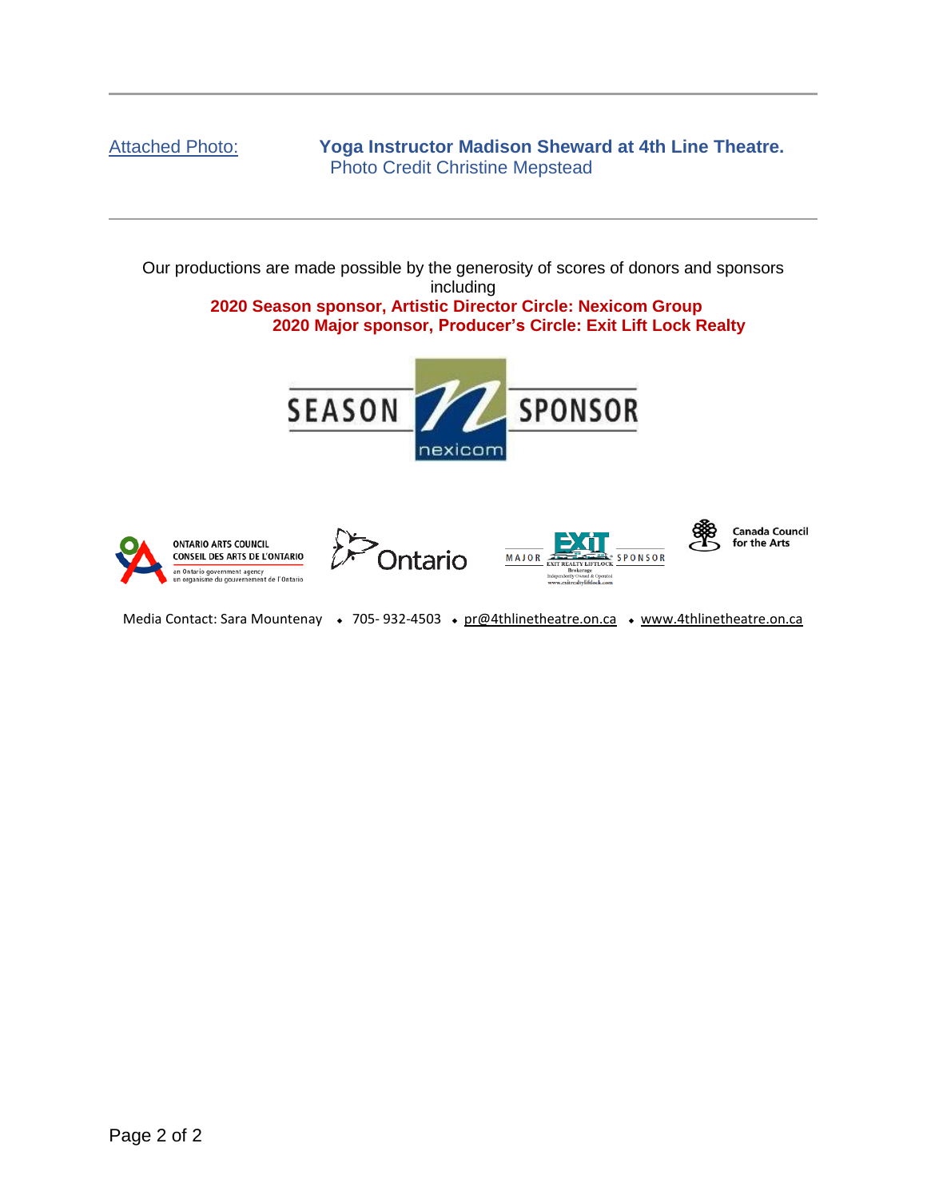Attached Photo: **Yoga Instructor Madison Sheward at 4th Line Theatre.**
Photo Credit Christine Mepstead

---

Our productions are made possible by the generosity of scores of donors and sponsors including

**2020 Season sponsor, Artistic Director Circle: Nexicom Group**
**2020 Major sponsor, Producer's Circle: Exit Lift Lock Realty**

SEASON nexicom SPONSOR

ONTARIO ARTS COUNCIL
CONSEIL DES ARTS DE L'ONTARIO
an Ontario government agency
un organisme du gouvernement de l'Ontario

Ontario

MAJOR EXIT SPONSOR
EXIT REALTY LIFTLOCK
Brokerage
Independently Owned & Operated
www.exitrealtyliftlock.com

Canada Council for the Arts

Media Contact: Sara Mountenay • 705- 932-4503 • pr@4thlinetheatre.on.ca • www.4thlinetheatre.on.ca